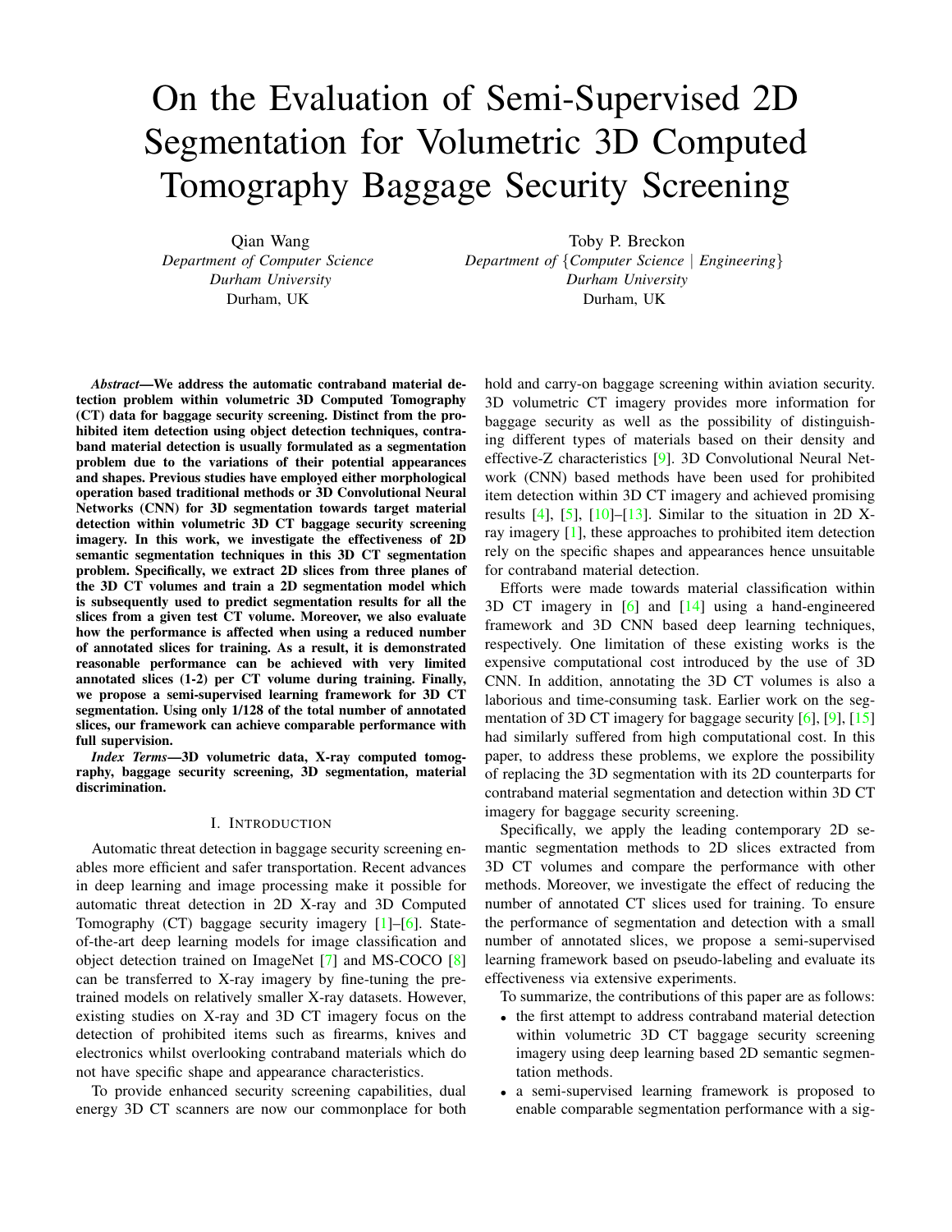# On the Evaluation of Semi-Supervised 2D Segmentation for Volumetric 3D Computed Tomography Baggage Security Screening

Qian Wang
*Department of Computer Science*
*Durham University*
Durham, UK

Toby P. Breckon
*Department of {Computer Science | Engineering}*
*Durham University*
Durham, UK

***Abstract*—We address the automatic contraband material detection problem within volumetric 3D Computed Tomography (CT) data for baggage security screening. Distinct from the prohibited item detection using object detection techniques, contraband material detection is usually formulated as a segmentation problem due to the variations of their potential appearances and shapes. Previous studies have employed either morphological operation based traditional methods or 3D Convolutional Neural Networks (CNN) for 3D segmentation towards target material detection within volumetric 3D CT baggage security screening imagery. In this work, we investigate the effectiveness of 2D semantic segmentation techniques in this 3D CT segmentation problem. Specifically, we extract 2D slices from three planes of the 3D CT volumes and train a 2D segmentation model which is subsequently used to predict segmentation results for all the slices from a given test CT volume. Moreover, we also evaluate how the performance is affected when using a reduced number of annotated slices for training. As a result, it is demonstrated reasonable performance can be achieved with very limited annotated slices (1-2) per CT volume during training. Finally, we propose a semi-supervised learning framework for 3D CT segmentation. Using only 1/128 of the total number of annotated slices, our framework can achieve comparable performance with full supervision.**

***Index Terms*—3D volumetric data, X-ray computed tomography, baggage security screening, 3D segmentation, material discrimination.**

## I. Introduction

Automatic threat detection in baggage security screening enables more efficient and safer transportation. Recent advances in deep learning and image processing make it possible for automatic threat detection in 2D X-ray and 3D Computed Tomography (CT) baggage security imagery [1]–[6]. State-of-the-art deep learning models for image classification and object detection trained on ImageNet [7] and MS-COCO [8] can be transferred to X-ray imagery by fine-tuning the pre-trained models on relatively smaller X-ray datasets. However, existing studies on X-ray and 3D CT imagery focus on the detection of prohibited items such as firearms, knives and electronics whilst overlooking contraband materials which do not have specific shape and appearance characteristics.

To provide enhanced security screening capabilities, dual energy 3D CT scanners are now our commonplace for both hold and carry-on baggage screening within aviation security. 3D volumetric CT imagery provides more information for baggage security as well as the possibility of distinguishing different types of materials based on their density and effective-Z characteristics [9]. 3D Convolutional Neural Network (CNN) based methods have been used for prohibited item detection within 3D CT imagery and achieved promising results [4], [5], [10]–[13]. Similar to the situation in 2D X-ray imagery [1], these approaches to prohibited item detection rely on the specific shapes and appearances hence unsuitable for contraband material detection.

Efforts were made towards material classification within 3D CT imagery in [6] and [14] using a hand-engineered framework and 3D CNN based deep learning techniques, respectively. One limitation of these existing works is the expensive computational cost introduced by the use of 3D CNN. In addition, annotating the 3D CT volumes is also a laborious and time-consuming task. Earlier work on the segmentation of 3D CT imagery for baggage security [6], [9], [15] had similarly suffered from high computational cost. In this paper, to address these problems, we explore the possibility of replacing the 3D segmentation with its 2D counterparts for contraband material segmentation and detection within 3D CT imagery for baggage security screening.

Specifically, we apply the leading contemporary 2D semantic segmentation methods to 2D slices extracted from 3D CT volumes and compare the performance with other methods. Moreover, we investigate the effect of reducing the number of annotated CT slices used for training. To ensure the performance of segmentation and detection with a small number of annotated slices, we propose a semi-supervised learning framework based on pseudo-labeling and evaluate its effectiveness via extensive experiments.

To summarize, the contributions of this paper are as follows:

- the first attempt to address contraband material detection within volumetric 3D CT baggage security screening imagery using deep learning based 2D semantic segmentation methods.
- a semi-supervised learning framework is proposed to enable comparable segmentation performance with a sig-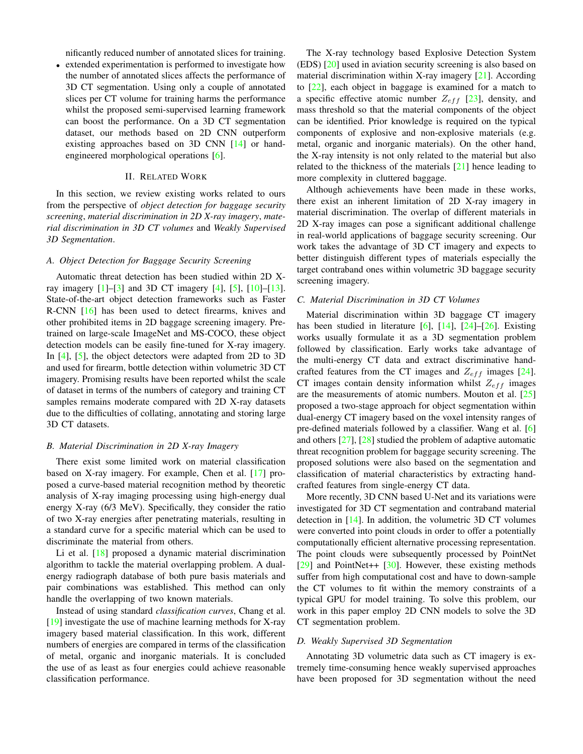nificantly reduced number of annotated slices for training.

- extended experimentation is performed to investigate how the number of annotated slices affects the performance of 3D CT segmentation. Using only a couple of annotated slices per CT volume for training harms the performance whilst the proposed semi-supervised learning framework can boost the performance. On a 3D CT segmentation dataset, our methods based on 2D CNN outperform existing approaches based on 3D CNN [14] or hand-engineered morphological operations [6].

## II. Related Work

In this section, we review existing works related to ours from the perspective of *object detection for baggage security screening*, *material discrimination in 2D X-ray imagery*, *material discrimination in 3D CT volumes* and *Weakly Supervised 3D Segmentation*.

### A. Object Detection for Baggage Security Screening

Automatic threat detection has been studied within 2D X-ray imagery [1]–[3] and 3D CT imagery [4], [5], [10]–[13]. State-of-the-art object detection frameworks such as Faster R-CNN [16] has been used to detect firearms, knives and other prohibited items in 2D baggage screening imagery. Pre-trained on large-scale ImageNet and MS-COCO, these object detection models can be easily fine-tuned for X-ray imagery. In [4], [5], the object detectors were adapted from 2D to 3D and used for firearm, bottle detection within volumetric 3D CT imagery. Promising results have been reported whilst the scale of dataset in terms of the numbers of category and training CT samples remains moderate compared with 2D X-ray datasets due to the difficulties of collating, annotating and storing large 3D CT datasets.

### B. Material Discrimination in 2D X-ray Imagery

There exist some limited work on material classification based on X-ray imagery. For example, Chen et al. [17] proposed a curve-based material recognition method by theoretic analysis of X-ray imaging processing using high-energy dual energy X-ray (6/3 MeV). Specifically, they consider the ratio of two X-ray energies after penetrating materials, resulting in a standard curve for a specific material which can be used to discriminate the material from others.

Li et al. [18] proposed a dynamic material discrimination algorithm to tackle the material overlapping problem. A dual-energy radiograph database of both pure basis materials and pair combinations was established. This method can only handle the overlapping of two known materials.

Instead of using standard *classification curves*, Chang et al. [19] investigate the use of machine learning methods for X-ray imagery based material classification. In this work, different numbers of energies are compared in terms of the classification of metal, organic and inorganic materials. It is concluded the use of as least as four energies could achieve reasonable classification performance.

The X-ray technology based Explosive Detection System (EDS) [20] used in aviation security screening is also based on material discrimination within X-ray imagery [21]. According to [22], each object in baggage is examined for a match to a specific effective atomic number $Z_{eff}$ [23], density, and mass threshold so that the material components of the object can be identified. Prior knowledge is required on the typical components of explosive and non-explosive materials (e.g. metal, organic and inorganic materials). On the other hand, the X-ray intensity is not only related to the material but also related to the thickness of the materials [21] hence leading to more complexity in cluttered baggage.

Although achievements have been made in these works, there exist an inherent limitation of 2D X-ray imagery in material discrimination. The overlap of different materials in 2D X-ray images can pose a significant additional challenge in real-world applications of baggage security screening. Our work takes the advantage of 3D CT imagery and expects to better distinguish different types of materials especially the target contraband ones within volumetric 3D baggage security screening imagery.

### C. Material Discrimination in 3D CT Volumes

Material discrimination within 3D baggage CT imagery has been studied in literature [6], [14], [24]–[26]. Existing works usually formulate it as a 3D segmentation problem followed by classification. Early works take advantage of the multi-energy CT data and extract discriminative hand-crafted features from the CT images and $Z_{eff}$ images [24]. CT images contain density information whilst $Z_{eff}$ images are the measurements of atomic numbers. Mouton et al. [25] proposed a two-stage approach for object segmentation within dual-energy CT imagery based on the voxel intensity ranges of pre-defined materials followed by a classifier. Wang et al. [6] and others [27], [28] studied the problem of adaptive automatic threat recognition problem for baggage security screening. The proposed solutions were also based on the segmentation and classification of material characteristics by extracting hand-crafted features from single-energy CT data.

More recently, 3D CNN based U-Net and its variations were investigated for 3D CT segmentation and contraband material detection in [14]. In addition, the volumetric 3D CT volumes were converted into point clouds in order to offer a potentially computationally efficient alternative processing representation. The point clouds were subsequently processed by PointNet [29] and PointNet++ [30]. However, these existing methods suffer from high computational cost and have to down-sample the CT volumes to fit within the memory constraints of a typical GPU for model training. To solve this problem, our work in this paper employ 2D CNN models to solve the 3D CT segmentation problem.

### D. Weakly Supervised 3D Segmentation

Annotating 3D volumetric data such as CT imagery is extremely time-consuming hence weakly supervised approaches have been proposed for 3D segmentation without the need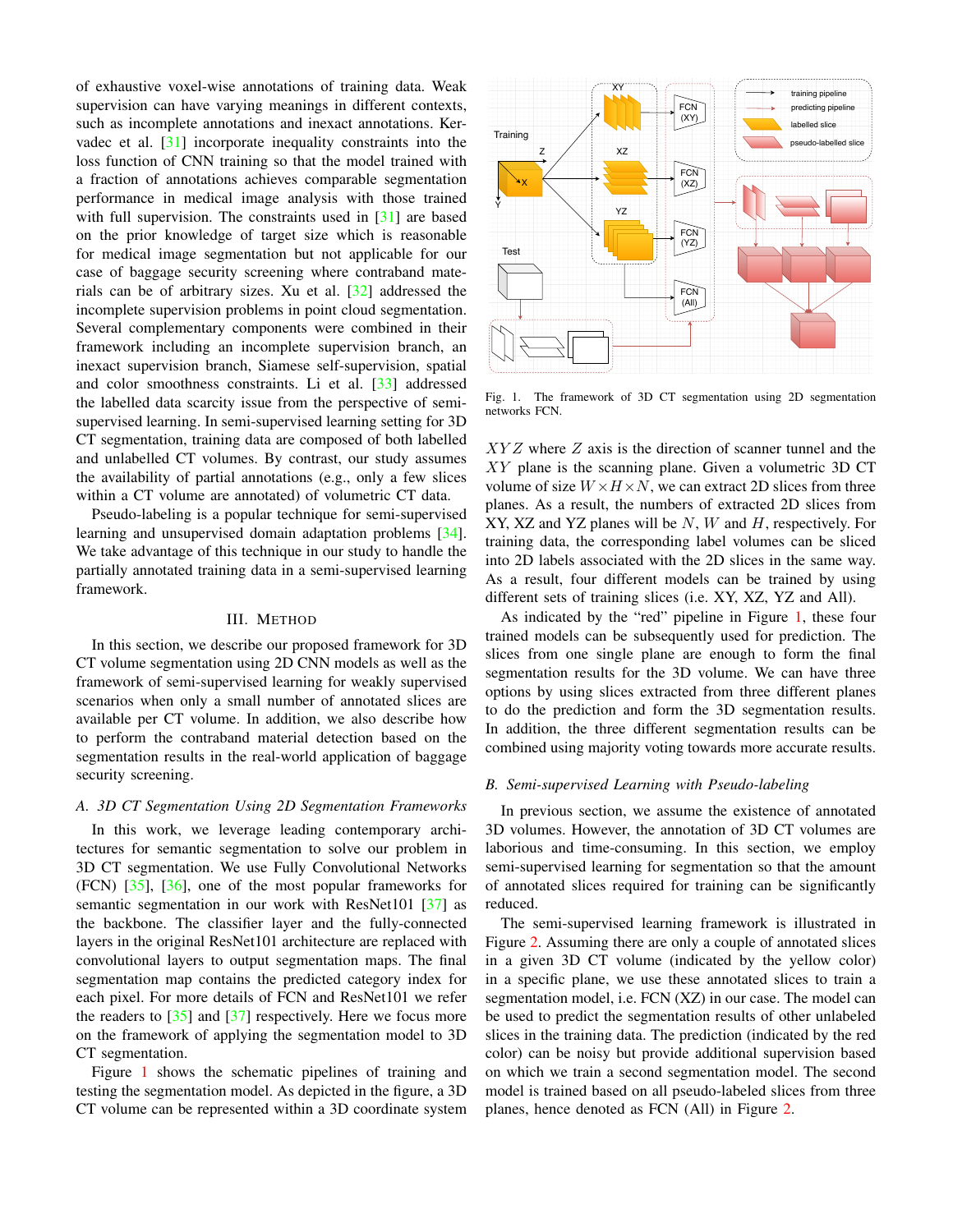of exhaustive voxel-wise annotations of training data. Weak supervision can have varying meanings in different contexts, such as incomplete annotations and inexact annotations. Kervadec et al. [31] incorporate inequality constraints into the loss function of CNN training so that the model trained with a fraction of annotations achieves comparable segmentation performance in medical image analysis with those trained with full supervision. The constraints used in [31] are based on the prior knowledge of target size which is reasonable for medical image segmentation but not applicable for our case of baggage security screening where contraband materials can be of arbitrary sizes. Xu et al. [32] addressed the incomplete supervision problems in point cloud segmentation. Several complementary components were combined in their framework including an incomplete supervision branch, an inexact supervision branch, Siamese self-supervision, spatial and color smoothness constraints. Li et al. [33] addressed the labelled data scarcity issue from the perspective of semi-supervised learning. In semi-supervised learning setting for 3D CT segmentation, training data are composed of both labelled and unlabelled CT volumes. By contrast, our study assumes the availability of partial annotations (e.g., only a few slices within a CT volume are annotated) of volumetric CT data.

Pseudo-labeling is a popular technique for semi-supervised learning and unsupervised domain adaptation problems [34]. We take advantage of this technique in our study to handle the partially annotated training data in a semi-supervised learning framework.

## III. Method

In this section, we describe our proposed framework for 3D CT volume segmentation using 2D CNN models as well as the framework of semi-supervised learning for weakly supervised scenarios when only a small number of annotated slices are available per CT volume. In addition, we also describe how to perform the contraband material detection based on the segmentation results in the real-world application of baggage security screening.

### A. 3D CT Segmentation Using 2D Segmentation Frameworks

In this work, we leverage leading contemporary architectures for semantic segmentation to solve our problem in 3D CT segmentation. We use Fully Convolutional Networks (FCN) [35], [36], one of the most popular frameworks for semantic segmentation in our work with ResNet101 [37] as the backbone. The classifier layer and the fully-connected layers in the original ResNet101 architecture are replaced with convolutional layers to output segmentation maps. The final segmentation map contains the predicted category index for each pixel. For more details of FCN and ResNet101 we refer the readers to [35] and [37] respectively. Here we focus more on the framework of applying the segmentation model to 3D CT segmentation.

Figure 1 shows the schematic pipelines of training and testing the segmentation model. As depicted in the figure, a 3D CT volume can be represented within a 3D coordinate system

Fig. 1. The framework of 3D CT segmentation using 2D segmentation networks FCN.

$XYZ$ where $Z$ axis is the direction of scanner tunnel and the $XY$ plane is the scanning plane. Given a volumetric 3D CT volume of size $W \times H \times N$, we can extract 2D slices from three planes. As a result, the numbers of extracted 2D slices from XY, XZ and YZ planes will be $N$, $W$ and $H$, respectively. For training data, the corresponding label volumes can be sliced into 2D labels associated with the 2D slices in the same way. As a result, four different models can be trained by using different sets of training slices (i.e. XY, XZ, YZ and All).

As indicated by the "red" pipeline in Figure 1, these four trained models can be subsequently used for prediction. The slices from one single plane are enough to form the final segmentation results for the 3D volume. We can have three options by using slices extracted from three different planes to do the prediction and form the 3D segmentation results. In addition, the three different segmentation results can be combined using majority voting towards more accurate results.

### B. Semi-supervised Learning with Pseudo-labeling

In previous section, we assume the existence of annotated 3D volumes. However, the annotation of 3D CT volumes are laborious and time-consuming. In this section, we employ semi-supervised learning for segmentation so that the amount of annotated slices required for training can be significantly reduced.

The semi-supervised learning framework is illustrated in Figure 2. Assuming there are only a couple of annotated slices in a given 3D CT volume (indicated by the yellow color) in a specific plane, we use these annotated slices to train a segmentation model, i.e. FCN (XZ) in our case. The model can be used to predict the segmentation results of other unlabeled slices in the training data. The prediction (indicated by the red color) can be noisy but provide additional supervision based on which we train a second segmentation model. The second model is trained based on all pseudo-labeled slices from three planes, hence denoted as FCN (All) in Figure 2.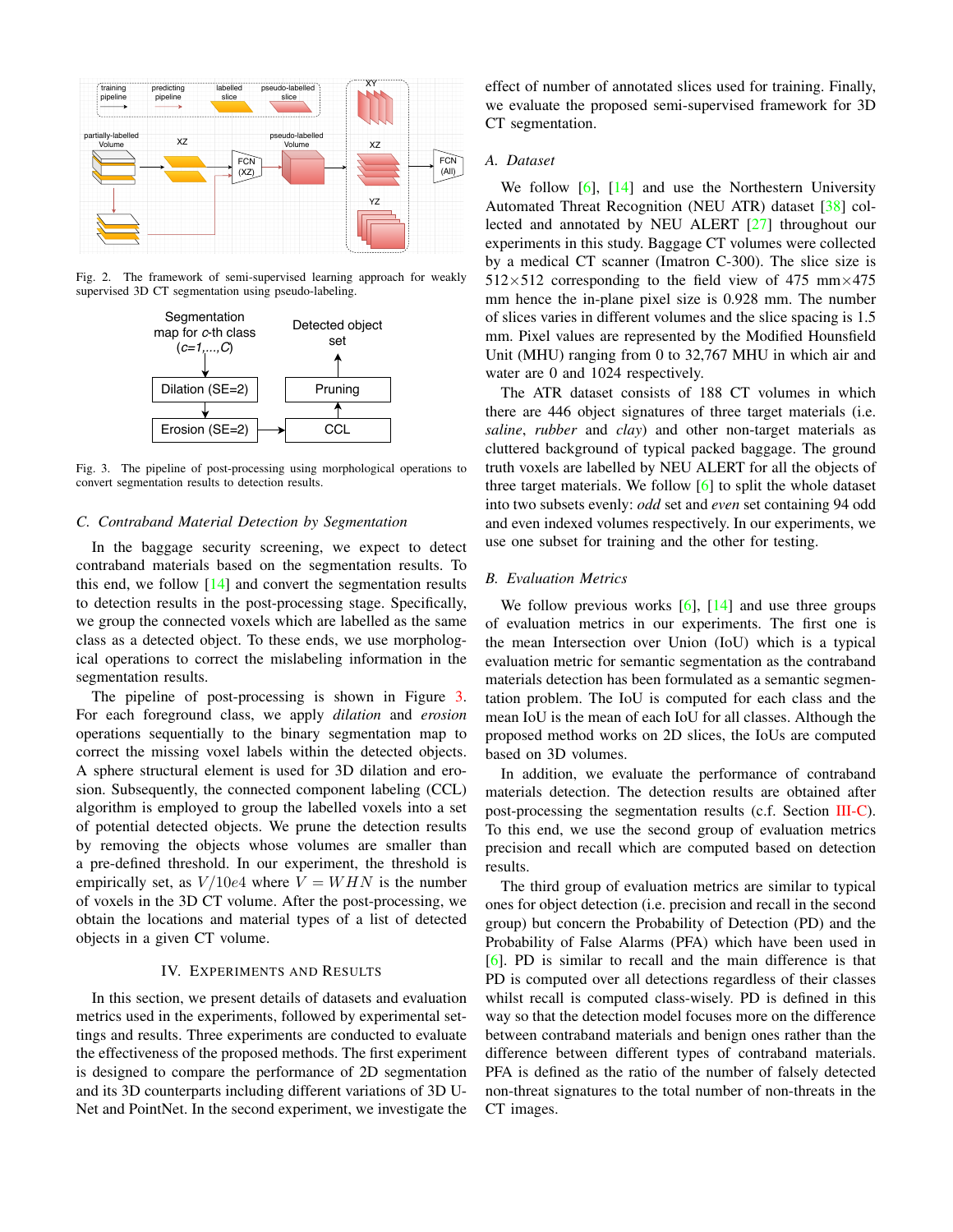Fig. 2. The framework of semi-supervised learning approach for weakly supervised 3D CT segmentation using pseudo-labeling.

Fig. 3. The pipeline of post-processing using morphological operations to convert segmentation results to detection results.

### C. Contraband Material Detection by Segmentation

In the baggage security screening, we expect to detect contraband materials based on the segmentation results. To this end, we follow [14] and convert the segmentation results to detection results in the post-processing stage. Specifically, we group the connected voxels which are labelled as the same class as a detected object. To these ends, we use morphological operations to correct the mislabeling information in the segmentation results.

The pipeline of post-processing is shown in Figure 3. For each foreground class, we apply *dilation* and *erosion* operations sequentially to the binary segmentation map to correct the missing voxel labels within the detected objects. A sphere structural element is used for 3D dilation and erosion. Subsequently, the connected component labeling (CCL) algorithm is employed to group the labelled voxels into a set of potential detected objects. We prune the detection results by removing the objects whose volumes are smaller than a pre-defined threshold. In our experiment, the threshold is empirically set, as $V/10e4$ where $V = WHN$ is the number of voxels in the 3D CT volume. After the post-processing, we obtain the locations and material types of a list of detected objects in a given CT volume.

## IV. Experiments and Results

In this section, we present details of datasets and evaluation metrics used in the experiments, followed by experimental settings and results. Three experiments are conducted to evaluate the effectiveness of the proposed methods. The first experiment is designed to compare the performance of 2D segmentation and its 3D counterparts including different variations of 3D U-Net and PointNet. In the second experiment, we investigate the effect of number of annotated slices used for training. Finally, we evaluate the proposed semi-supervised framework for 3D CT segmentation.

### A. Dataset

We follow [6], [14] and use the Northestern University Automated Threat Recognition (NEU ATR) dataset [38] collected and annotated by NEU ALERT [27] throughout our experiments in this study. Baggage CT volumes were collected by a medical CT scanner (Imatron C-300). The slice size is 512×512 corresponding to the field view of 475 mm×475 mm hence the in-plane pixel size is 0.928 mm. The number of slices varies in different volumes and the slice spacing is 1.5 mm. Pixel values are represented by the Modified Hounsfield Unit (MHU) ranging from 0 to 32,767 MHU in which air and water are 0 and 1024 respectively.

The ATR dataset consists of 188 CT volumes in which there are 446 object signatures of three target materials (i.e. *saline*, *rubber* and *clay*) and other non-target materials as cluttered background of typical packed baggage. The ground truth voxels are labelled by NEU ALERT for all the objects of three target materials. We follow [6] to split the whole dataset into two subsets evenly: *odd* set and *even* set containing 94 odd and even indexed volumes respectively. In our experiments, we use one subset for training and the other for testing.

### B. Evaluation Metrics

We follow previous works [6], [14] and use three groups of evaluation metrics in our experiments. The first one is the mean Intersection over Union (IoU) which is a typical evaluation metric for semantic segmentation as the contraband materials detection has been formulated as a semantic segmentation problem. The IoU is computed for each class and the mean IoU is the mean of each IoU for all classes. Although the proposed method works on 2D slices, the IoUs are computed based on 3D volumes.

In addition, we evaluate the performance of contraband materials detection. The detection results are obtained after post-processing the segmentation results (c.f. Section III-C). To this end, we use the second group of evaluation metrics precision and recall which are computed based on detection results.

The third group of evaluation metrics are similar to typical ones for object detection (i.e. precision and recall in the second group) but concern the Probability of Detection (PD) and the Probability of False Alarms (PFA) which have been used in [6]. PD is similar to recall and the main difference is that PD is computed over all detections regardless of their classes whilst recall is computed class-wisely. PD is defined in this way so that the detection model focuses more on the difference between contraband materials and benign ones rather than the difference between different types of contraband materials. PFA is defined as the ratio of the number of falsely detected non-threat signatures to the total number of non-threats in the CT images.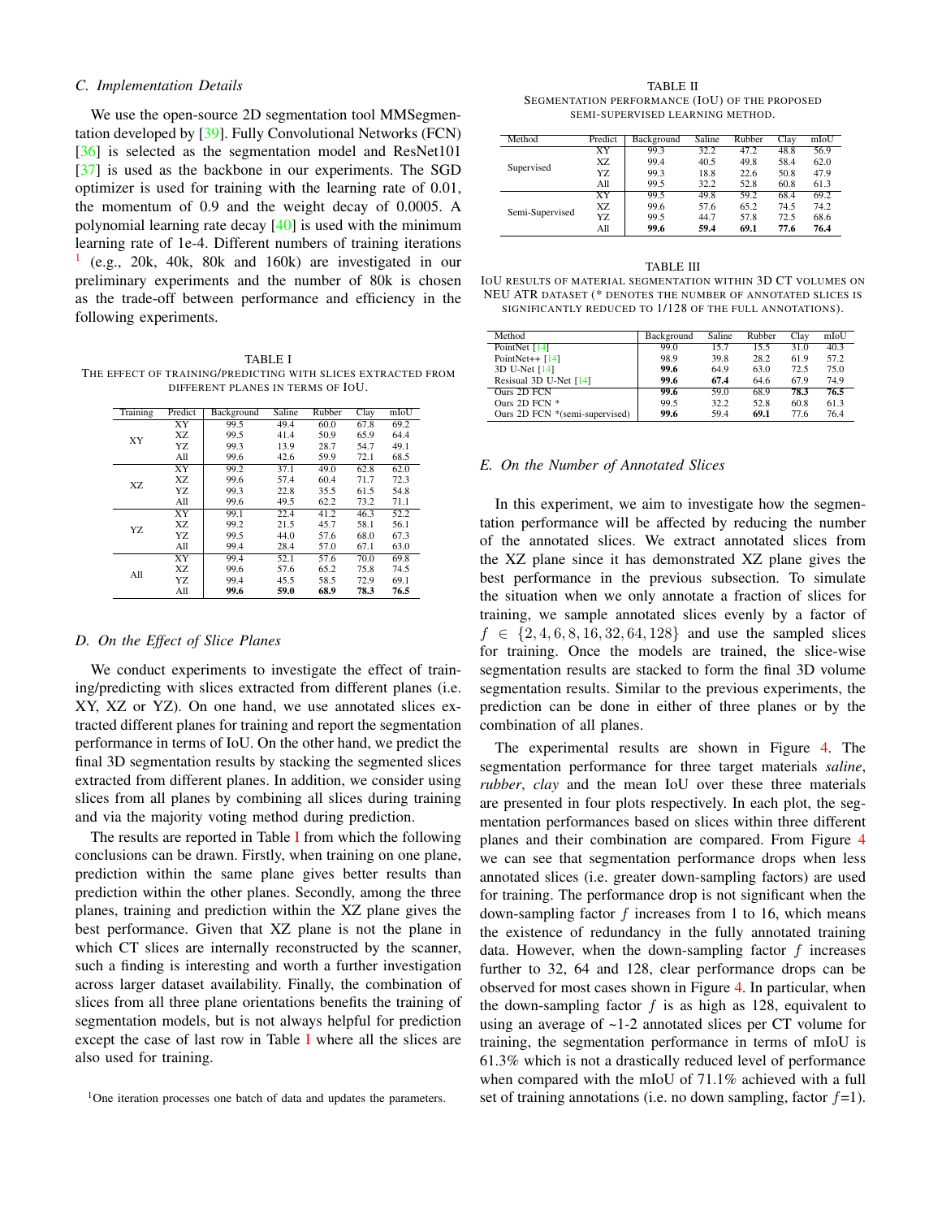### C. Implementation Details

We use the open-source 2D segmentation tool MMSegmentation developed by [39]. Fully Convolutional Networks (FCN) [36] is selected as the segmentation model and ResNet101 [37] is used as the backbone in our experiments. The SGD optimizer is used for training with the learning rate of 0.01, the momentum of 0.9 and the weight decay of 0.0005. A polynomial learning rate decay [40] is used with the minimum learning rate of 1e-4. Different numbers of training iterations [1] (e.g., 20k, 40k, 80k and 160k) are investigated in our preliminary experiments and the number of 80k is chosen as the trade-off between performance and efficiency in the following experiments.

TABLE I
THE EFFECT OF TRAINING/PREDICTING WITH SLICES EXTRACTED FROM DIFFERENT PLANES IN TERMS OF IOU.

| Training | Predict | Background | Saline | Rubber | Clay | mIoU |
|---|---|---|---|---|---|---|
| XY | XY | 99.5 | 49.4 | 60.0 | 67.8 | 69.2 |
| | XZ | 99.5 | 41.4 | 50.9 | 65.9 | 64.4 |
| | YZ | 99.3 | 13.9 | 28.7 | 54.7 | 49.1 |
| | All | 99.6 | 42.6 | 59.9 | 72.1 | 68.5 |
| XZ | XY | 99.2 | 37.1 | 49.0 | 62.8 | 62.0 |
| | XZ | 99.6 | 57.4 | 60.4 | 71.7 | 72.3 |
| | YZ | 99.3 | 22.8 | 35.5 | 61.5 | 54.8 |
| | All | 99.6 | 49.5 | 62.2 | 73.2 | 71.1 |
| YZ | XY | 99.1 | 22.4 | 41.2 | 46.3 | 52.2 |
| | XZ | 99.2 | 21.5 | 45.7 | 58.1 | 56.1 |
| | YZ | 99.5 | 44.0 | 57.6 | 68.0 | 67.3 |
| | All | 99.4 | 28.4 | 57.0 | 67.1 | 63.0 |
| All | XY | 99.4 | 52.1 | 57.6 | 70.0 | 69.8 |
| | XZ | 99.6 | 57.6 | 65.2 | 75.8 | 74.5 |
| | YZ | 99.4 | 45.5 | 58.5 | 72.9 | 69.1 |
| | All | **99.6** | **59.0** | **68.9** | **78.3** | **76.5** |

### D. On the Effect of Slice Planes

We conduct experiments to investigate the effect of training/predicting with slices extracted from different planes (i.e. XY, XZ or YZ). On one hand, we use annotated slices extracted different planes for training and report the segmentation performance in terms of IoU. On the other hand, we predict the final 3D segmentation results by stacking the segmented slices extracted from different planes. In addition, we consider using slices from all planes by combining all slices during training and via the majority voting method during prediction.

The results are reported in Table I from which the following conclusions can be drawn. Firstly, when training on one plane, prediction within the same plane gives better results than prediction within the other planes. Secondly, among the three planes, training and prediction within the XZ plane gives the best performance. Given that XZ plane is not the plane in which CT slices are internally reconstructed by the scanner, such a finding is interesting and worth a further investigation across larger dataset availability. Finally, the combination of slices from all three plane orientations benefits the training of segmentation models, but is not always helpful for prediction except the case of last row in Table I where all the slices are also used for training.

[1] One iteration processes one batch of data and updates the parameters.

TABLE II
SEGMENTATION PERFORMANCE (IOU) OF THE PROPOSED SEMI-SUPERVISED LEARNING METHOD.

| Method | Predict | Background | Saline | Rubber | Clay | mIoU |
|---|---|---|---|---|---|---|
| Supervised | XY | 99.3 | 32.2 | 47.2 | 48.8 | 56.9 |
| | XZ | 99.4 | 40.5 | 49.8 | 58.4 | 62.0 |
| | YZ | 99.3 | 18.8 | 22.6 | 50.8 | 47.9 |
| | All | 99.5 | 32.2 | 52.8 | 60.8 | 61.3 |
| Semi-Supervised | XY | 99.5 | 49.8 | 59.2 | 68.4 | 69.2 |
| | XZ | 99.6 | 57.6 | 65.2 | 74.5 | 74.2 |
| | YZ | 99.5 | 44.7 | 57.8 | 72.5 | 68.6 |
| | All | **99.6** | **59.4** | **69.1** | **77.6** | **76.4** |

TABLE III
IOU RESULTS OF MATERIAL SEGMENTATION WITHIN 3D CT VOLUMES ON NEU ATR DATASET (* DENOTES THE NUMBER OF ANNOTATED SLICES IS SIGNIFICANTLY REDUCED TO 1/128 OF THE FULL ANNOTATIONS).

| Method | Background | Saline | Rubber | Clay | mIoU |
|---|---|---|---|---|---|
| PointNet [14] | 99.0 | 15.7 | 15.5 | 31.0 | 40.3 |
| PointNet++ [14] | 98.9 | 39.8 | 28.2 | 61.9 | 57.2 |
| 3D U-Net [14] | **99.6** | 64.9 | 63.0 | 72.5 | 75.0 |
| Resisual 3D U-Net [14] | **99.6** | **67.4** | 64.6 | 67.9 | 74.9 |
| Ours 2D FCN | **99.6** | 59.0 | 68.9 | **78.3** | **76.5** |
| Ours 2D FCN * | 99.5 | 32.2 | 52.8 | 60.8 | 61.3 |
| Ours 2D FCN *(semi-supervised) | **99.6** | 59.4 | **69.1** | 77.6 | 76.4 |

### E. On the Number of Annotated Slices

In this experiment, we aim to investigate how the segmentation performance will be affected by reducing the number of the annotated slices. We extract annotated slices from the XZ plane since it has demonstrated XZ plane gives the best performance in the previous subsection. To simulate the situation when we only annotate a fraction of slices for training, we sample annotated slices evenly by a factor of $f \in \{2, 4, 6, 8, 16, 32, 64, 128\}$ and use the sampled slices for training. Once the models are trained, the slice-wise segmentation results are stacked to form the final 3D volume segmentation results. Similar to the previous experiments, the prediction can be done in either of three planes or by the combination of all planes.

The experimental results are shown in Figure 4. The segmentation performance for three target materials *saline*, *rubber*, *clay* and the mean IoU over these three materials are presented in four plots respectively. In each plot, the segmentation performances based on slices within three different planes and their combination are compared. From Figure 4 we can see that segmentation performance drops when less annotated slices (i.e. greater down-sampling factors) are used for training. The performance drop is not significant when the down-sampling factor $f$ increases from 1 to 16, which means the existence of redundancy in the fully annotated training data. However, when the down-sampling factor $f$ increases further to 32, 64 and 128, clear performance drops can be observed for most cases shown in Figure 4. In particular, when the down-sampling factor $f$ is as high as 128, equivalent to using an average of ~1-2 annotated slices per CT volume for training, the segmentation performance in terms of mIoU is 61.3% which is not a drastically reduced level of performance when compared with the mIoU of 71.1% achieved with a full set of training annotations (i.e. no down sampling, factor $f$=1).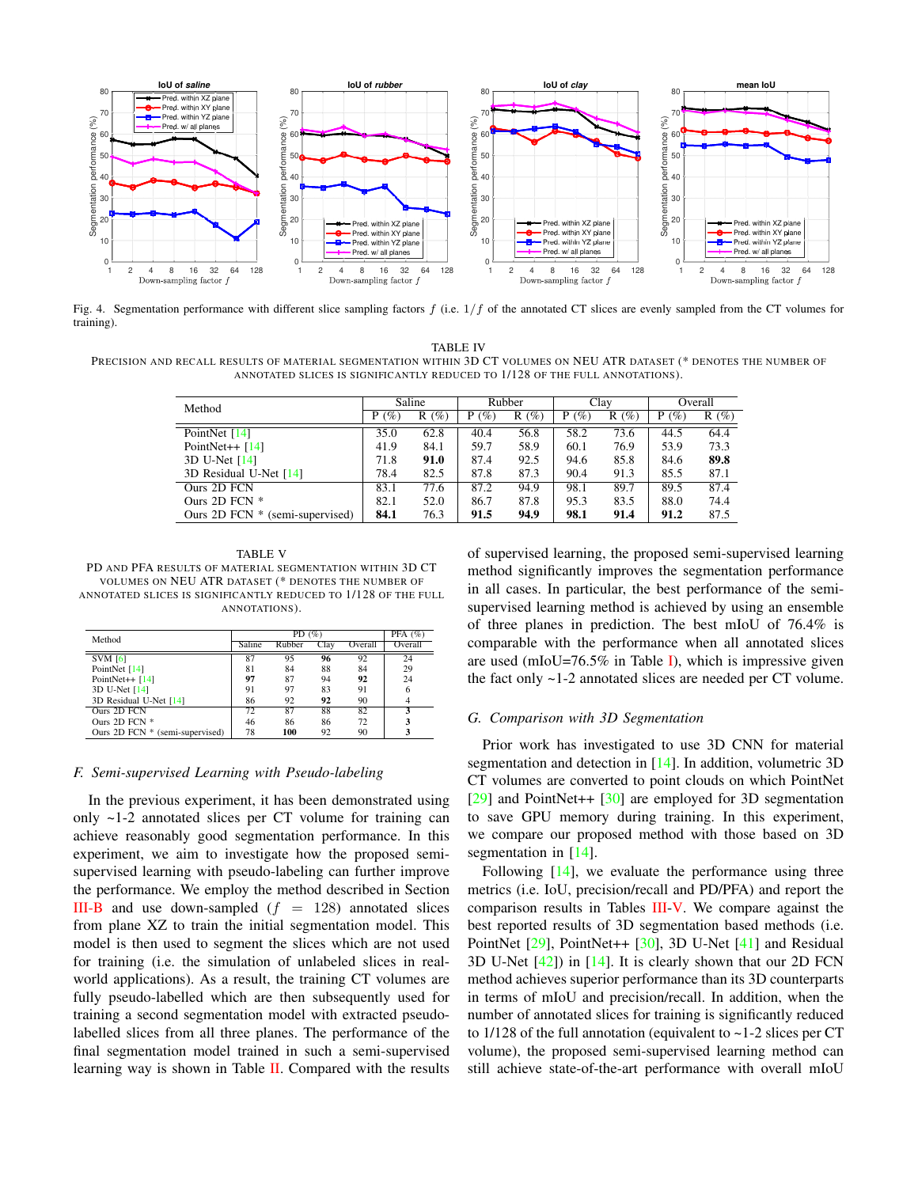Fig. 4. Segmentation performance with different slice sampling factors $f$ (i.e. $1/f$ of the annotated CT slices are evenly sampled from the CT volumes for training).

TABLE IV

PRECISION AND RECALL RESULTS OF MATERIAL SEGMENTATION WITHIN 3D CT VOLUMES ON NEU ATR DATASET (* DENOTES THE NUMBER OF ANNOTATED SLICES IS SIGNIFICANTLY REDUCED TO 1/128 OF THE FULL ANNOTATIONS).

| Method | Saline | | Rubber | | Clay | | Overall | |
|---|---|---|---|---|---|---|---|---|
| | P (%) | R (%) | P (%) | R (%) | P (%) | R (%) | P (%) | R (%) |
| PointNet [14] | 35.0 | 62.8 | 40.4 | 56.8 | 58.2 | 73.6 | 44.5 | 64.4 |
| PointNet++ [14] | 41.9 | 84.1 | 59.7 | 58.9 | 60.1 | 76.9 | 53.9 | 73.3 |
| 3D U-Net [14] | 71.8 | **91.0** | 87.4 | 92.5 | 94.6 | 85.8 | 84.6 | **89.8** |
| 3D Residual U-Net [14] | 78.4 | 82.5 | 87.8 | 87.3 | 90.4 | 91.3 | 85.5 | 87.1 |
| Ours 2D FCN | 83.1 | 77.6 | 87.2 | 94.9 | 98.1 | 89.7 | 89.5 | 87.4 |
| Ours 2D FCN * | 82.1 | 52.0 | 86.7 | 87.8 | 95.3 | 83.5 | 88.0 | 74.4 |
| Ours 2D FCN * (semi-supervised) | **84.1** | 76.3 | **91.5** | **94.9** | **98.1** | **91.4** | **91.2** | 87.5 |

TABLE V

PD AND PFA RESULTS OF MATERIAL SEGMENTATION WITHIN 3D CT VOLUMES ON NEU ATR DATASET (* DENOTES THE NUMBER OF ANNOTATED SLICES IS SIGNIFICANTLY REDUCED TO 1/128 OF THE FULL ANNOTATIONS).

| Method | PD (%) | | | | PFA (%) |
|---|---|---|---|---|---|
| | Saline | Rubber | Clay | Overall | Overall |
| SVM [6] | 87 | 95 | **96** | 92 | 24 |
| PointNet [14] | 81 | 84 | 88 | 84 | 29 |
| PointNet++ [14] | **97** | 87 | 94 | **92** | 24 |
| 3D U-Net [14] | 91 | 97 | 83 | 91 | 6 |
| 3D Residual U-Net [14] | 86 | 92 | **92** | 90 | 4 |
| Ours 2D FCN | 72 | 87 | 88 | 82 | **3** |
| Ours 2D FCN * | 46 | 86 | 86 | 72 | **3** |
| Ours 2D FCN * (semi-supervised) | 78 | **100** | 92 | 90 | **3** |

### *F. Semi-supervised Learning with Pseudo-labeling*

In the previous experiment, it has been demonstrated using only ~1-2 annotated slices per CT volume for training can achieve reasonably good segmentation performance. In this experiment, we aim to investigate how the proposed semi-supervised learning with pseudo-labeling can further improve the performance. We employ the method described in Section III-B and use down-sampled ($f = 128$) annotated slices from plane XZ to train the initial segmentation model. This model is then used to segment the slices which are not used for training (i.e. the simulation of unlabeled slices in real-world applications). As a result, the training CT volumes are fully pseudo-labelled which are then subsequently used for training a second segmentation model with extracted pseudo-labelled slices from all three planes. The performance of the final segmentation model trained in such a semi-supervised learning way is shown in Table II. Compared with the results of supervised learning, the proposed semi-supervised learning method significantly improves the segmentation performance in all cases. In particular, the best performance of the semi-supervised learning method is achieved by using an ensemble of three planes in prediction. The best mIoU of 76.4% is comparable with the performance when all annotated slices are used (mIoU=76.5% in Table I), which is impressive given the fact only ~1-2 annotated slices are needed per CT volume.

### *G. Comparison with 3D Segmentation*

Prior work has investigated to use 3D CNN for material segmentation and detection in [14]. In addition, volumetric 3D CT volumes are converted to point clouds on which PointNet [29] and PointNet++ [30] are employed for 3D segmentation to save GPU memory during training. In this experiment, we compare our proposed method with those based on 3D segmentation in [14].

Following [14], we evaluate the performance using three metrics (i.e. IoU, precision/recall and PD/PFA) and report the comparison results in Tables III-V. We compare against the best reported results of 3D segmentation based methods (i.e. PointNet [29], PointNet++ [30], 3D U-Net [41] and Residual 3D U-Net [42]) in [14]. It is clearly shown that our 2D FCN method achieves superior performance than its 3D counterparts in terms of mIoU and precision/recall. In addition, when the number of annotated slices for training is significantly reduced to 1/128 of the full annotation (equivalent to ~1-2 slices per CT volume), the proposed semi-supervised learning method can still achieve state-of-the-art performance with overall mIoU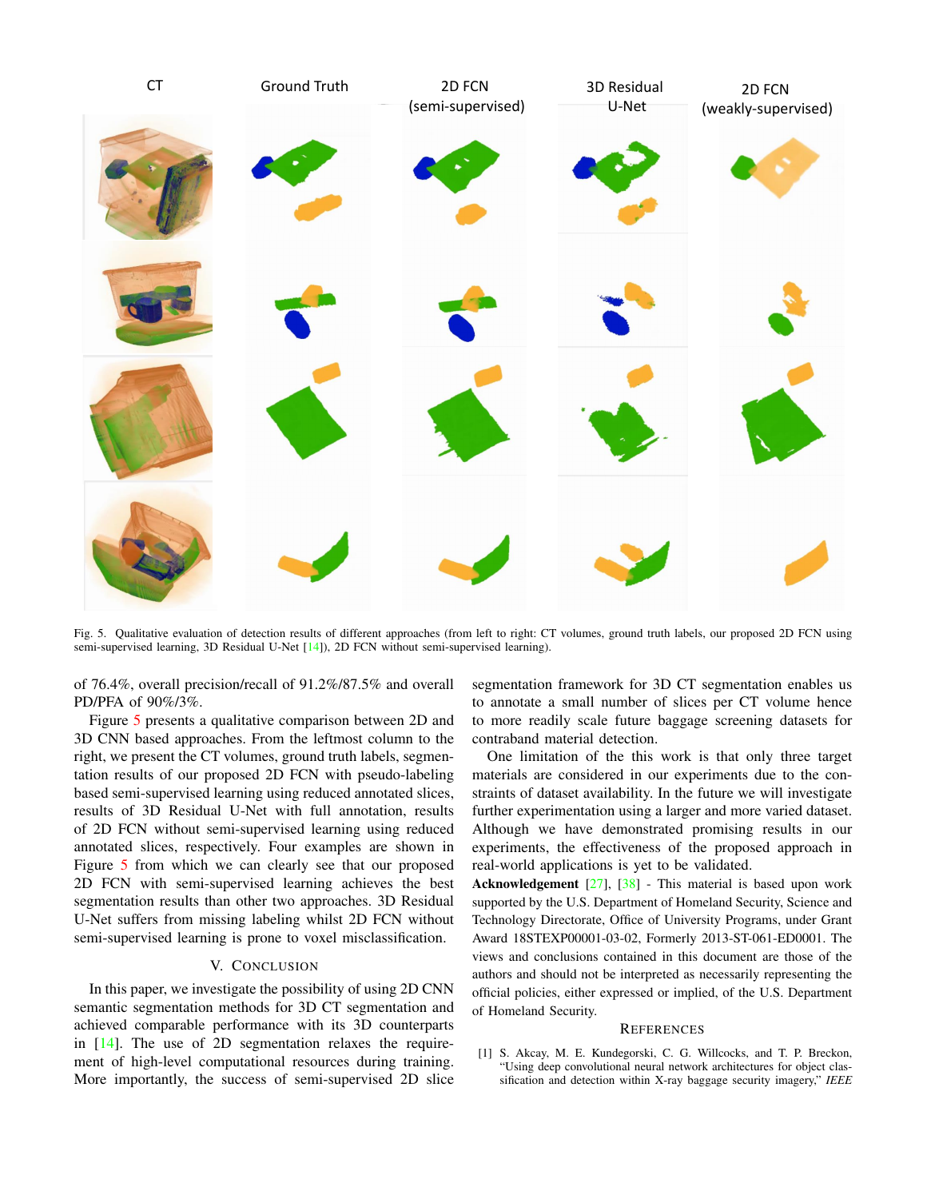Fig. 5. Qualitative evaluation of detection results of different approaches (from left to right: CT volumes, ground truth labels, our proposed 2D FCN using semi-supervised learning, 3D Residual U-Net [14]), 2D FCN without semi-supervised learning).

of 76.4%, overall precision/recall of 91.2%/87.5% and overall PD/PFA of 90%/3%.

Figure 5 presents a qualitative comparison between 2D and 3D CNN based approaches. From the leftmost column to the right, we present the CT volumes, ground truth labels, segmentation results of our proposed 2D FCN with pseudo-labeling based semi-supervised learning using reduced annotated slices, results of 3D Residual U-Net with full annotation, results of 2D FCN without semi-supervised learning using reduced annotated slices, respectively. Four examples are shown in Figure 5 from which we can clearly see that our proposed 2D FCN with semi-supervised learning achieves the best segmentation results than other two approaches. 3D Residual U-Net suffers from missing labeling whilst 2D FCN without semi-supervised learning is prone to voxel misclassification.

## V. Conclusion

In this paper, we investigate the possibility of using 2D CNN semantic segmentation methods for 3D CT segmentation and achieved comparable performance with its 3D counterparts in [14]. The use of 2D segmentation relaxes the requirement of high-level computational resources during training. More importantly, the success of semi-supervised 2D slice segmentation framework for 3D CT segmentation enables us to annotate a small number of slices per CT volume hence to more readily scale future baggage screening datasets for contraband material detection.

One limitation of the this work is that only three target materials are considered in our experiments due to the constraints of dataset availability. In the future we will investigate further experimentation using a larger and more varied dataset. Although we have demonstrated promising results in our experiments, the effectiveness of the proposed approach in real-world applications is yet to be validated.

**Acknowledgement** [27], [38] - This material is based upon work supported by the U.S. Department of Homeland Security, Science and Technology Directorate, Office of University Programs, under Grant Award 18STEXP00001-03-02, Formerly 2013-ST-061-ED0001. The views and conclusions contained in this document are those of the authors and should not be interpreted as necessarily representing the official policies, either expressed or implied, of the U.S. Department of Homeland Security.

## References

[1] S. Akcay, M. E. Kundegorski, C. G. Willcocks, and T. P. Breckon, "Using deep convolutional neural network architectures for object classification and detection within X-ray baggage security imagery," *IEEE*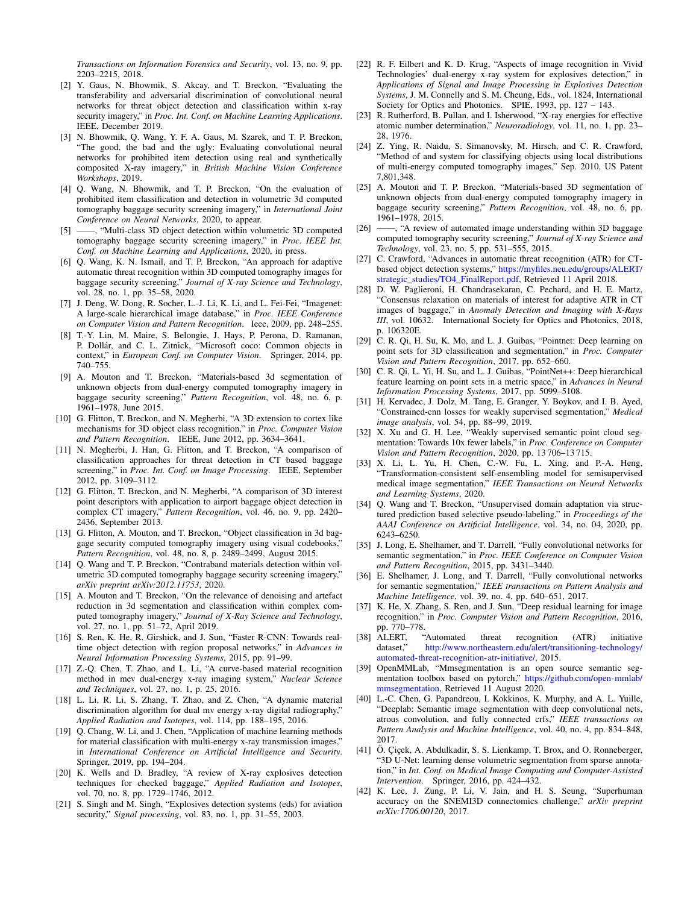*Transactions on Information Forensics and Security*, vol. 13, no. 9, pp. 2203–2215, 2018.

[2] Y. Gaus, N. Bhowmik, S. Akcay, and T. Breckon, "Evaluating the transferability and adversarial discrimination of convolutional neural networks for threat object detection and classification within x-ray security imagery," in *Proc. Int. Conf. on Machine Learning Applications*. IEEE, December 2019.

[3] N. Bhowmik, Q. Wang, Y. F. A. Gaus, M. Szarek, and T. P. Breckon, "The good, the bad and the ugly: Evaluating convolutional neural networks for prohibited item detection using real and synthetically composited X-ray imagery," in *British Machine Vision Conference Workshops*, 2019.

[4] Q. Wang, N. Bhowmik, and T. P. Breckon, "On the evaluation of prohibited item classification and detection in volumetric 3d computed tomography baggage security screening imagery," in *International Joint Conference on Neural Networks*, 2020, to appear.

[5] ——, "Multi-class 3D object detection within volumetric 3D computed tomography baggage security screening imagery," in *Proc. IEEE Int. Conf. on Machine Learning and Applications*, 2020, in press.

[6] Q. Wang, K. N. Ismail, and T. P. Breckon, "An approach for adaptive automatic threat recognition within 3D computed tomography images for baggage security screening," *Journal of X-ray Science and Technology*, vol. 28, no. 1, pp. 35–58, 2020.

[7] J. Deng, W. Dong, R. Socher, L.-J. Li, K. Li, and L. Fei-Fei, "Imagenet: A large-scale hierarchical image database," in *Proc. IEEE Conference on Computer Vision and Pattern Recognition*. Ieee, 2009, pp. 248–255.

[8] T.-Y. Lin, M. Maire, S. Belongie, J. Hays, P. Perona, D. Ramanan, P. Dollár, and C. L. Zitnick, "Microsoft coco: Common objects in context," in *European Conf. on Computer Vision*. Springer, 2014, pp. 740–755.

[9] A. Mouton and T. Breckon, "Materials-based 3d segmentation of unknown objects from dual-energy computed tomography imagery in baggage security screening," *Pattern Recognition*, vol. 48, no. 6, p. 1961–1978, June 2015.

[10] G. Flitton, T. Breckon, and N. Megherbi, "A 3D extension to cortex like mechanisms for 3D object class recognition," in *Proc. Computer Vision and Pattern Recognition*. IEEE, June 2012, pp. 3634–3641.

[11] N. Megherbi, J. Han, G. Flitton, and T. Breckon, "A comparison of classification approaches for threat detection in CT based baggage screening," in *Proc. Int. Conf. on Image Processing*. IEEE, September 2012, pp. 3109–3112.

[12] G. Flitton, T. Breckon, and N. Megherbi, "A comparison of 3D interest point descriptors with application to airport baggage object detection in complex CT imagery," *Pattern Recognition*, vol. 46, no. 9, pp. 2420–2436, September 2013.

[13] G. Flitton, A. Mouton, and T. Breckon, "Object classification in 3d baggage security computed tomography imagery using visual codebooks," *Pattern Recognition*, vol. 48, no. 8, p. 2489–2499, August 2015.

[14] Q. Wang and T. P. Breckon, "Contraband materials detection within volumetric 3D computed tomography baggage security screening imagery," *arXiv preprint arXiv:2012.11753*, 2020.

[15] A. Mouton and T. Breckon, "On the relevance of denoising and artefact reduction in 3d segmentation and classification within complex computed tomography imagery," *Journal of X-Ray Science and Technology*, vol. 27, no. 1, pp. 51–72, April 2019.

[16] S. Ren, K. He, R. Girshick, and J. Sun, "Faster R-CNN: Towards real-time object detection with region proposal networks," in *Advances in Neural Information Processing Systems*, 2015, pp. 91–99.

[17] Z.-Q. Chen, T. Zhao, and L. Li, "A curve-based material recognition method in mev dual-energy x-ray imaging system," *Nuclear Science and Techniques*, vol. 27, no. 1, p. 25, 2016.

[18] L. Li, R. Li, S. Zhang, T. Zhao, and Z. Chen, "A dynamic material discrimination algorithm for dual mv energy x-ray digital radiography," *Applied Radiation and Isotopes*, vol. 114, pp. 188–195, 2016.

[19] Q. Chang, W. Li, and J. Chen, "Application of machine learning methods for material classification with multi-energy x-ray transmission images," in *International Conference on Artificial Intelligence and Security*. Springer, 2019, pp. 194–204.

[20] K. Wells and D. Bradley, "A review of X-ray explosives detection techniques for checked baggage," *Applied Radiation and Isotopes*, vol. 70, no. 8, pp. 1729–1746, 2012.

[21] S. Singh and M. Singh, "Explosives detection systems (eds) for aviation security," *Signal processing*, vol. 83, no. 1, pp. 31–55, 2003.

[22] R. F. Eilbert and K. D. Krug, "Aspects of image recognition in Vivid Technologies' dual-energy x-ray system for explosives detection," in *Applications of Signal and Image Processing in Explosives Detection Systems*, J. M. Connelly and S. M. Cheung, Eds., vol. 1824, International Society for Optics and Photonics. SPIE, 1993, pp. 127 – 143.

[23] R. Rutherford, B. Pullan, and I. Isherwood, "X-ray energies for effective atomic number determination," *Neuroradiology*, vol. 11, no. 1, pp. 23–28, 1976.

[24] Z. Ying, R. Naidu, S. Simanovsky, M. Hirsch, and C. R. Crawford, "Method of and system for classifying objects using local distributions of multi-energy computed tomography images," Sep. 2010, US Patent 7,801,348.

[25] A. Mouton and T. P. Breckon, "Materials-based 3D segmentation of unknown objects from dual-energy computed tomography imagery in baggage security screening," *Pattern Recognition*, vol. 48, no. 6, pp. 1961–1978, 2015.

[26] ——, "A review of automated image understanding within 3D baggage computed tomography security screening," *Journal of X-ray Science and Technology*, vol. 23, no. 5, pp. 531–555, 2015.

[27] C. Crawford, "Advances in automatic threat recognition (ATR) for CT-based object detection systems," https://myfiles.neu.edu/groups/ALERT/strategic_studies/TO4_FinalReport.pdf, Retrieved 11 April 2018.

[28] D. W. Paglieroni, H. Chandrasekaran, C. Pechard, and H. E. Martz, "Consensus relaxation on materials of interest for adaptive ATR in CT images of baggage," in *Anomaly Detection and Imaging with X-Rays III*, vol. 10632. International Society for Optics and Photonics, 2018, p. 106320E.

[29] C. R. Qi, H. Su, K. Mo, and L. J. Guibas, "Pointnet: Deep learning on point sets for 3D classification and segmentation," in *Proc. Computer Vision and Pattern Recognition*, 2017, pp. 652–660.

[30] C. R. Qi, L. Yi, H. Su, and L. J. Guibas, "PointNet++: Deep hierarchical feature learning on point sets in a metric space," in *Advances in Neural Information Processing Systems*, 2017, pp. 5099–5108.

[31] H. Kervadec, J. Dolz, M. Tang, E. Granger, Y. Boykov, and I. B. Ayed, "Constrained-cnn losses for weakly supervised segmentation," *Medical image analysis*, vol. 54, pp. 88–99, 2019.

[32] X. Xu and G. H. Lee, "Weakly supervised semantic point cloud segmentation: Towards 10x fewer labels," in *Proc. Conference on Computer Vision and Pattern Recognition*, 2020, pp. 13 706–13 715.

[33] X. Li, L. Yu, H. Chen, C.-W. Fu, L. Xing, and P.-A. Heng, "Transformation-consistent self-ensembling model for semisupervised medical image segmentation," *IEEE Transactions on Neural Networks and Learning Systems*, 2020.

[34] Q. Wang and T. Breckon, "Unsupervised domain adaptation via structured prediction based selective pseudo-labeling," in *Proceedings of the AAAI Conference on Artificial Intelligence*, vol. 34, no. 04, 2020, pp. 6243–6250.

[35] J. Long, E. Shelhamer, and T. Darrell, "Fully convolutional networks for semantic segmentation," in *Proc. IEEE Conference on Computer Vision and Pattern Recognition*, 2015, pp. 3431–3440.

[36] E. Shelhamer, J. Long, and T. Darrell, "Fully convolutional networks for semantic segmentation," *IEEE transactions on Pattern Analysis and Machine Intelligence*, vol. 39, no. 4, pp. 640–651, 2017.

[37] K. He, X. Zhang, S. Ren, and J. Sun, "Deep residual learning for image recognition," in *Proc. Computer Vision and Pattern Recognition*, 2016, pp. 770–778.

[38] ALERT, "Automated threat recognition (ATR) initiative dataset," http://www.northeastern.edu/alert/transitioning-technology/automated-threat-recognition-atr-initiative/, 2015.

[39] OpenMMLab, "Mmsegmentation is an open source semantic segmentation toolbox based on pytorch," https://github.com/open-mmlab/mmsegmentation, Retrieved 11 August 2020.

[40] L.-C. Chen, G. Papandreou, I. Kokkinos, K. Murphy, and A. L. Yuille, "Deeplab: Semantic image segmentation with deep convolutional nets, atrous convolution, and fully connected crfs," *IEEE transactions on Pattern Analysis and Machine Intelligence*, vol. 40, no. 4, pp. 834–848, 2017.

[41] Ö. Çiçek, A. Abdulkadir, S. S. Lienkamp, T. Brox, and O. Ronneberger, "3D U-Net: learning dense volumetric segmentation from sparse annotation," in *Int. Conf. on Medical Image Computing and Computer-Assisted Intervention*. Springer, 2016, pp. 424–432.

[42] K. Lee, J. Zung, P. Li, V. Jain, and H. S. Seung, "Superhuman accuracy on the SNEMI3D connectomics challenge," *arXiv preprint arXiv:1706.00120*, 2017.